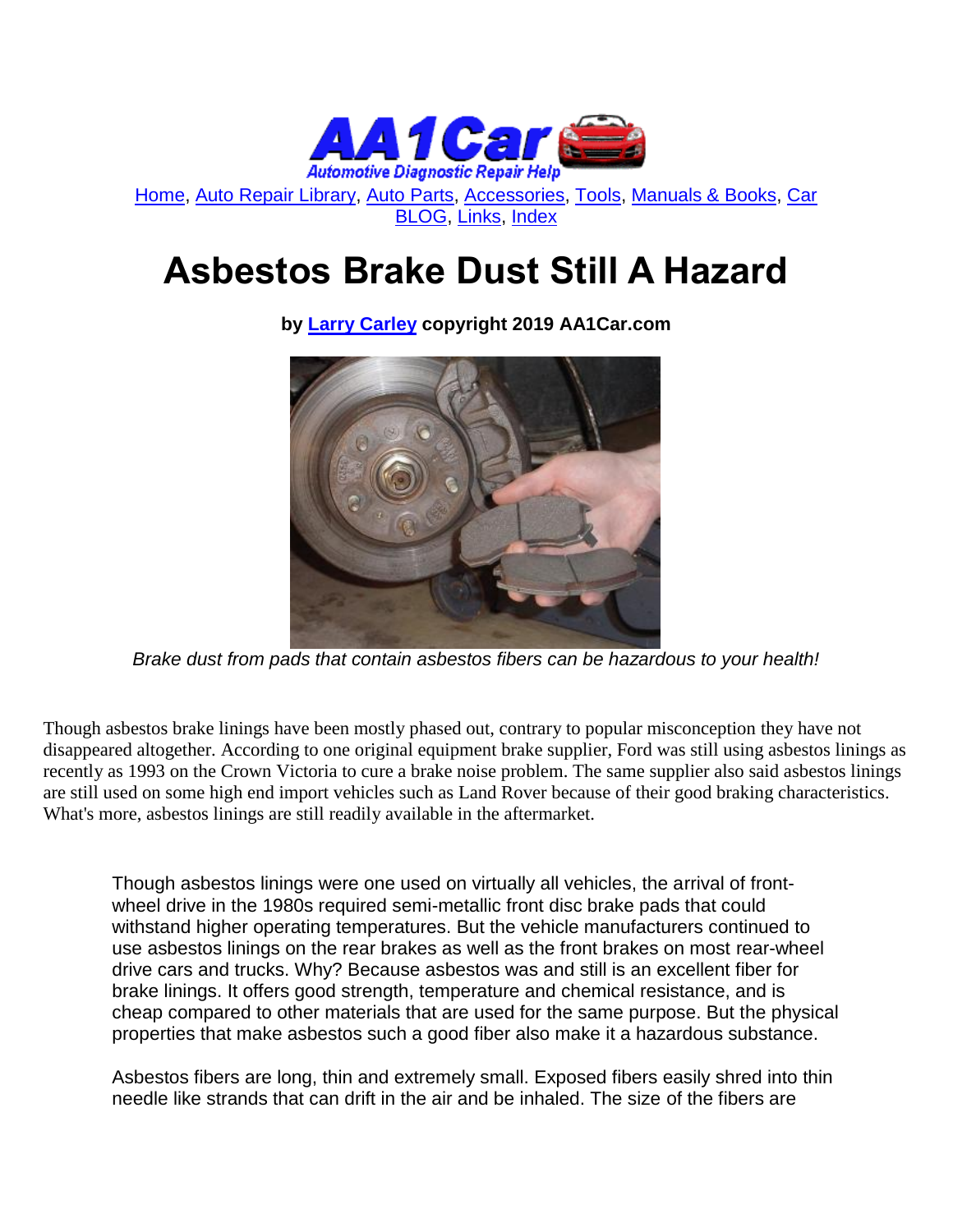Home, Auto Repair Library, Auto Parts, Accessories, Tools, Manuals & Books, Car BLOG, Links, Index

# Asbestos Brake Dust Still A Hazard

**by Larry Carley copyright 2019 AA1Car.com**

*Brake dust from pads that contain asbestos fibers can be hazardous to your health!*

Though asbestos brake linings have been mostly phased out, contrary to popular misconception they have not disappeared altogether. According to one original equipment brake supplier, Ford was still using asbestos linings as recently as 1993 on the Crown Victoria to cure a brake noise problem. The same supplier also said asbestos linings are still used on some high end import vehicles such as Land Rover because of their good braking characteristics. What's more, asbestos linings are still readily available in the aftermarket.

Though asbestos linings were one used on virtually all vehicles, the arrival of front-wheel drive in the 1980s required semi-metallic front disc brake pads that could withstand higher operating temperatures. But the vehicle manufacturers continued to use asbestos linings on the rear brakes as well as the front brakes on most rear-wheel drive cars and trucks. Why? Because asbestos was and still is an excellent fiber for brake linings. It offers good strength, temperature and chemical resistance, and is cheap compared to other materials that are used for the same purpose. But the physical properties that make asbestos such a good fiber also make it a hazardous substance.

Asbestos fibers are long, thin and extremely small. Exposed fibers easily shred into thin needle like strands that can drift in the air and be inhaled. The size of the fibers are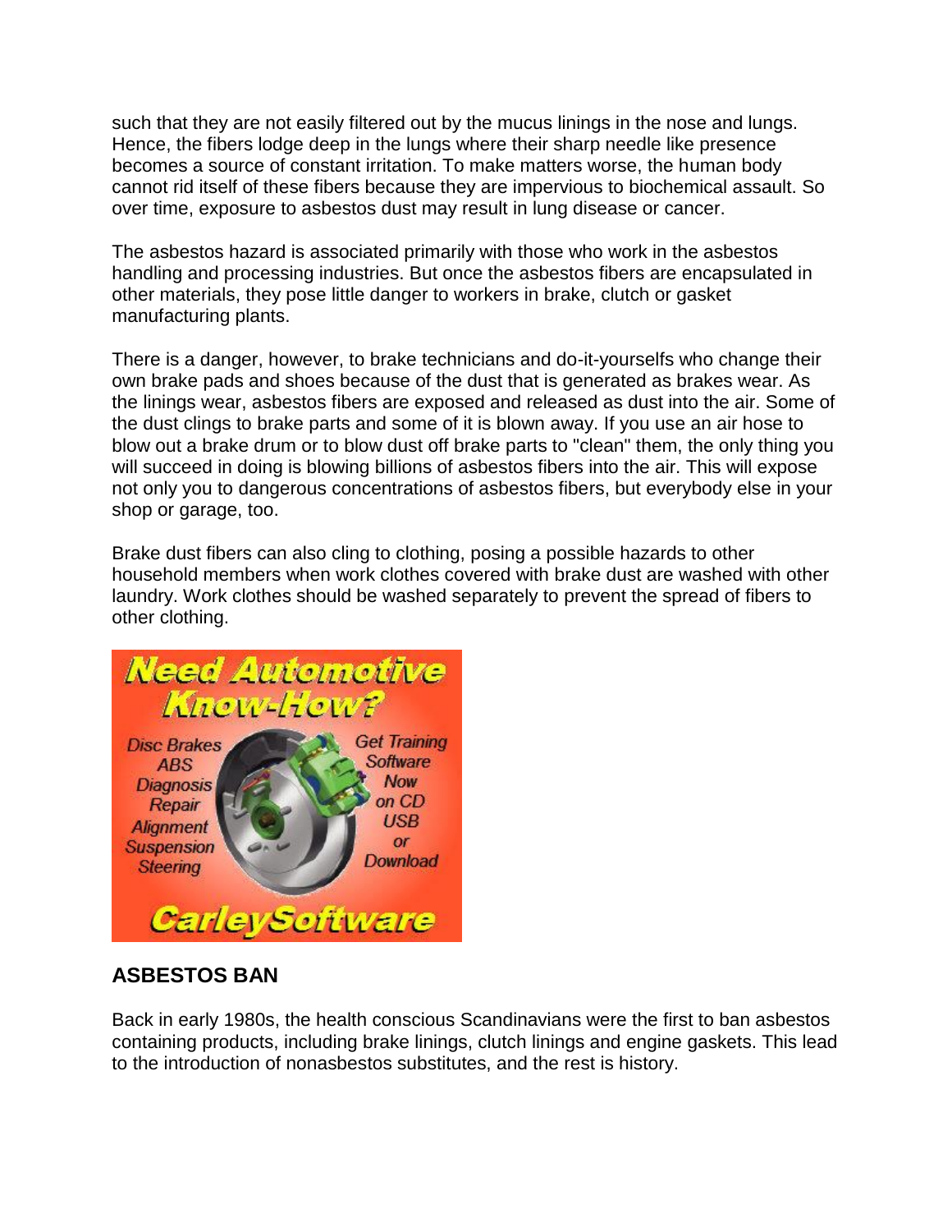such that they are not easily filtered out by the mucus linings in the nose and lungs. Hence, the fibers lodge deep in the lungs where their sharp needle like presence becomes a source of constant irritation. To make matters worse, the human body cannot rid itself of these fibers because they are impervious to biochemical assault. So over time, exposure to asbestos dust may result in lung disease or cancer.

The asbestos hazard is associated primarily with those who work in the asbestos handling and processing industries. But once the asbestos fibers are encapsulated in other materials, they pose little danger to workers in brake, clutch or gasket manufacturing plants.

There is a danger, however, to brake technicians and do-it-yourselfs who change their own brake pads and shoes because of the dust that is generated as brakes wear. As the linings wear, asbestos fibers are exposed and released as dust into the air. Some of the dust clings to brake parts and some of it is blown away. If you use an air hose to blow out a brake drum or to blow dust off brake parts to "clean" them, the only thing you will succeed in doing is blowing billions of asbestos fibers into the air. This will expose not only you to dangerous concentrations of asbestos fibers, but everybody else in your shop or garage, too.

Brake dust fibers can also cling to clothing, posing a possible hazards to other household members when work clothes covered with brake dust are washed with other laundry. Work clothes should be washed separately to prevent the spread of fibers to other clothing.

## ASBESTOS BAN

Back in early 1980s, the health conscious Scandinavians were the first to ban asbestos containing products, including brake linings, clutch linings and engine gaskets. This lead to the introduction of nonasbestos substitutes, and the rest is history.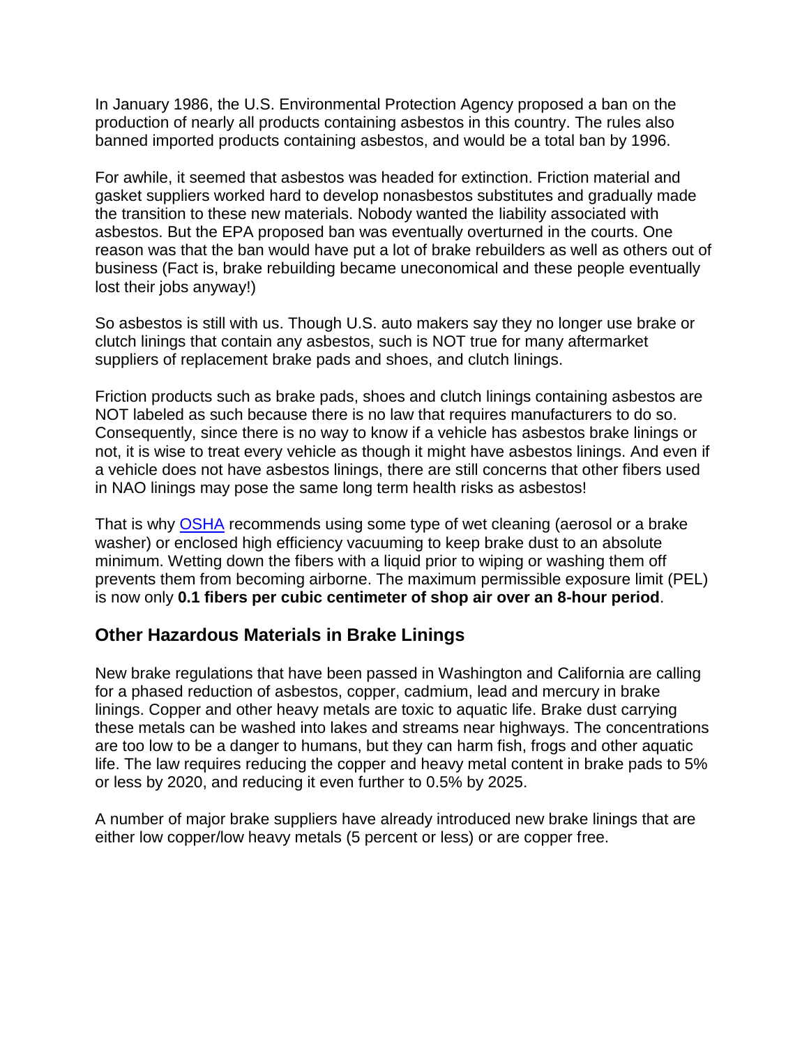In January 1986, the U.S. Environmental Protection Agency proposed a ban on the production of nearly all products containing asbestos in this country. The rules also banned imported products containing asbestos, and would be a total ban by 1996.

For awhile, it seemed that asbestos was headed for extinction. Friction material and gasket suppliers worked hard to develop nonasbestos substitutes and gradually made the transition to these new materials. Nobody wanted the liability associated with asbestos. But the EPA proposed ban was eventually overturned in the courts. One reason was that the ban would have put a lot of brake rebuilders as well as others out of business (Fact is, brake rebuilding became uneconomical and these people eventually lost their jobs anyway!)

So asbestos is still with us. Though U.S. auto makers say they no longer use brake or clutch linings that contain any asbestos, such is NOT true for many aftermarket suppliers of replacement brake pads and shoes, and clutch linings.

Friction products such as brake pads, shoes and clutch linings containing asbestos are NOT labeled as such because there is no law that requires manufacturers to do so. Consequently, since there is no way to know if a vehicle has asbestos brake linings or not, it is wise to treat every vehicle as though it might have asbestos linings. And even if a vehicle does not have asbestos linings, there are still concerns that other fibers used in NAO linings may pose the same long term health risks as asbestos!

That is why OSHA recommends using some type of wet cleaning (aerosol or a brake washer) or enclosed high efficiency vacuuming to keep brake dust to an absolute minimum. Wetting down the fibers with a liquid prior to wiping or washing them off prevents them from becoming airborne. The maximum permissible exposure limit (PEL) is now only **0.1 fibers per cubic centimeter of shop air over an 8-hour period**.

## Other Hazardous Materials in Brake Linings

New brake regulations that have been passed in Washington and California are calling for a phased reduction of asbestos, copper, cadmium, lead and mercury in brake linings. Copper and other heavy metals are toxic to aquatic life. Brake dust carrying these metals can be washed into lakes and streams near highways. The concentrations are too low to be a danger to humans, but they can harm fish, frogs and other aquatic life. The law requires reducing the copper and heavy metal content in brake pads to 5% or less by 2020, and reducing it even further to 0.5% by 2025.

A number of major brake suppliers have already introduced new brake linings that are either low copper/low heavy metals (5 percent or less) or are copper free.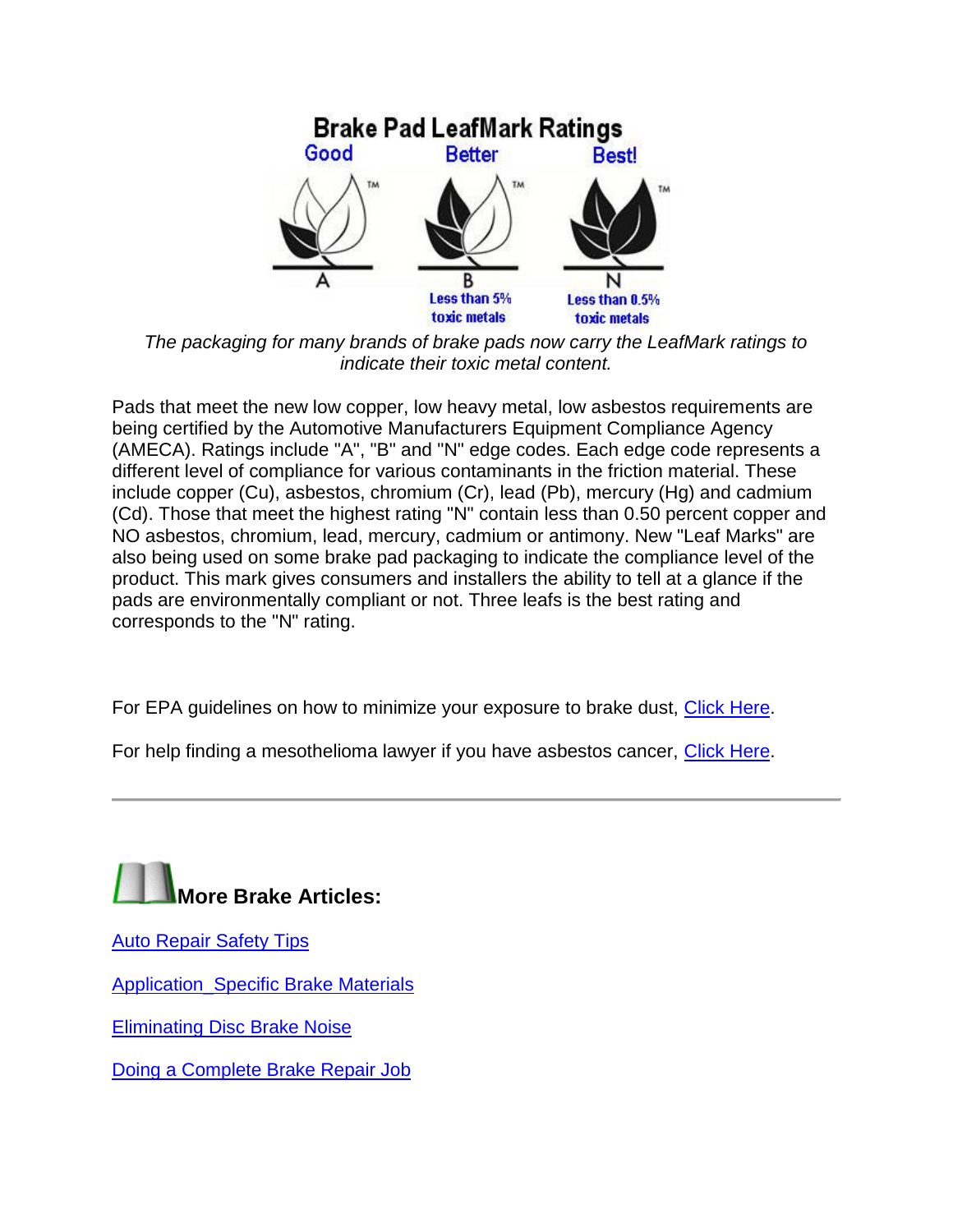**Brake Pad LeafMark Ratings**

| Good | Better | Best! |
| --- | --- | --- |
| A | B | N |
| | Less than 5% toxic metals | Less than 0.5% toxic metals |

*The packaging for many brands of brake pads now carry the LeafMark ratings to indicate their toxic metal content.*

Pads that meet the new low copper, low heavy metal, low asbestos requirements are being certified by the Automotive Manufacturers Equipment Compliance Agency (AMECA). Ratings include "A", "B" and "N" edge codes. Each edge code represents a different level of compliance for various contaminants in the friction material. These include copper (Cu), asbestos, chromium (Cr), lead (Pb), mercury (Hg) and cadmium (Cd). Those that meet the highest rating "N" contain less than 0.50 percent copper and NO asbestos, chromium, lead, mercury, cadmium or antimony. New "Leaf Marks" are also being used on some brake pad packaging to indicate the compliance level of the product. This mark gives consumers and installers the ability to tell at a glance if the pads are environmentally compliant or not. Three leafs is the best rating and corresponds to the "N" rating.

For EPA guidelines on how to minimize your exposure to brake dust, Click Here.

For help finding a mesothelioma lawyer if you have asbestos cancer, Click Here.

---

## More Brake Articles:

Auto Repair Safety Tips

Application_Specific Brake Materials

Eliminating Disc Brake Noise

Doing a Complete Brake Repair Job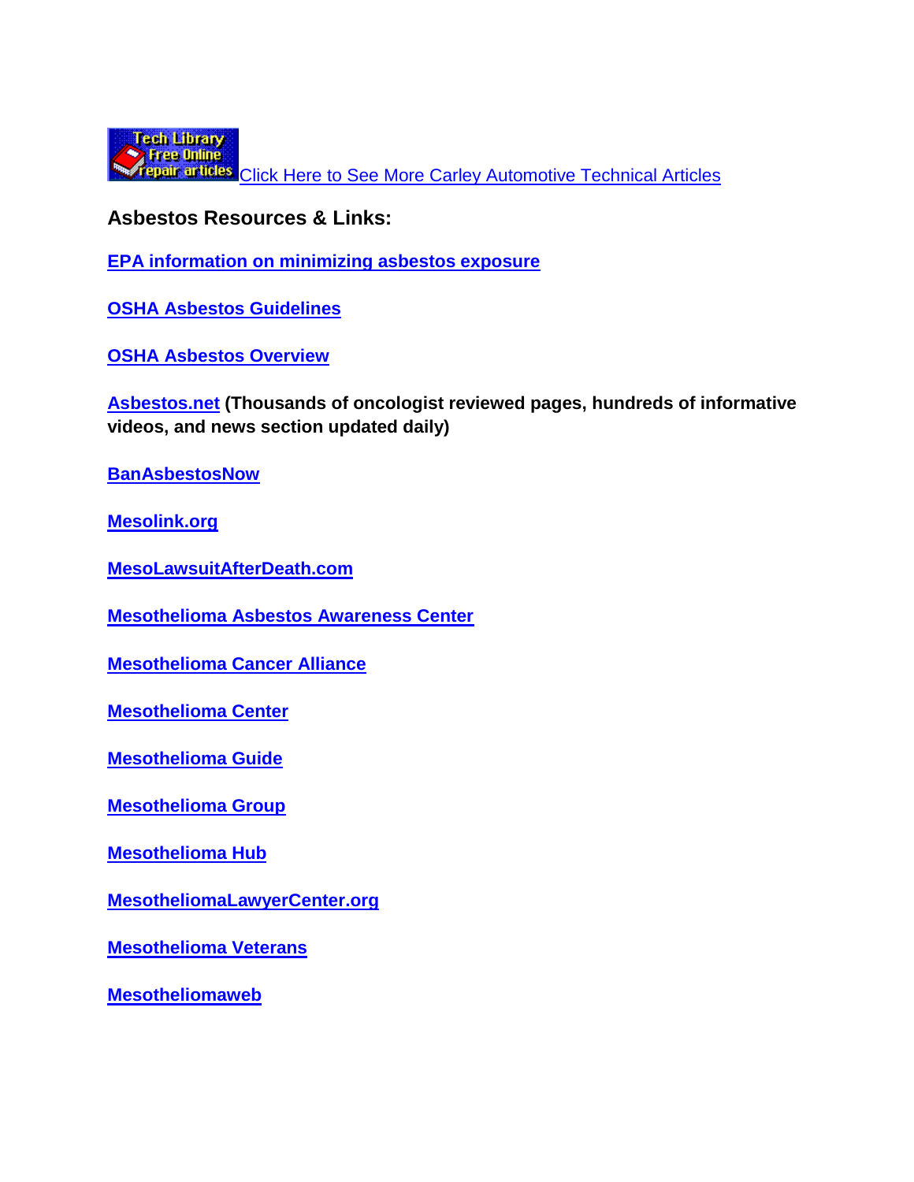Tech Library Free Online repair articles Click Here to See More Carley Automotive Technical Articles

**Asbestos Resources & Links:**

**EPA information on minimizing asbestos exposure**

**OSHA Asbestos Guidelines**

**OSHA Asbestos Overview**

**Asbestos.net (Thousands of oncologist reviewed pages, hundreds of informative videos, and news section updated daily)**

**BanAsbestosNow**

**Mesolink.org**

**MesoLawsuitAfterDeath.com**

**Mesothelioma Asbestos Awareness Center**

**Mesothelioma Cancer Alliance**

**Mesothelioma Center**

**Mesothelioma Guide**

**Mesothelioma Group**

**Mesothelioma Hub**

**MesotheliomaLawyerCenter.org**

**Mesothelioma Veterans**

**Mesotheliomaweb**